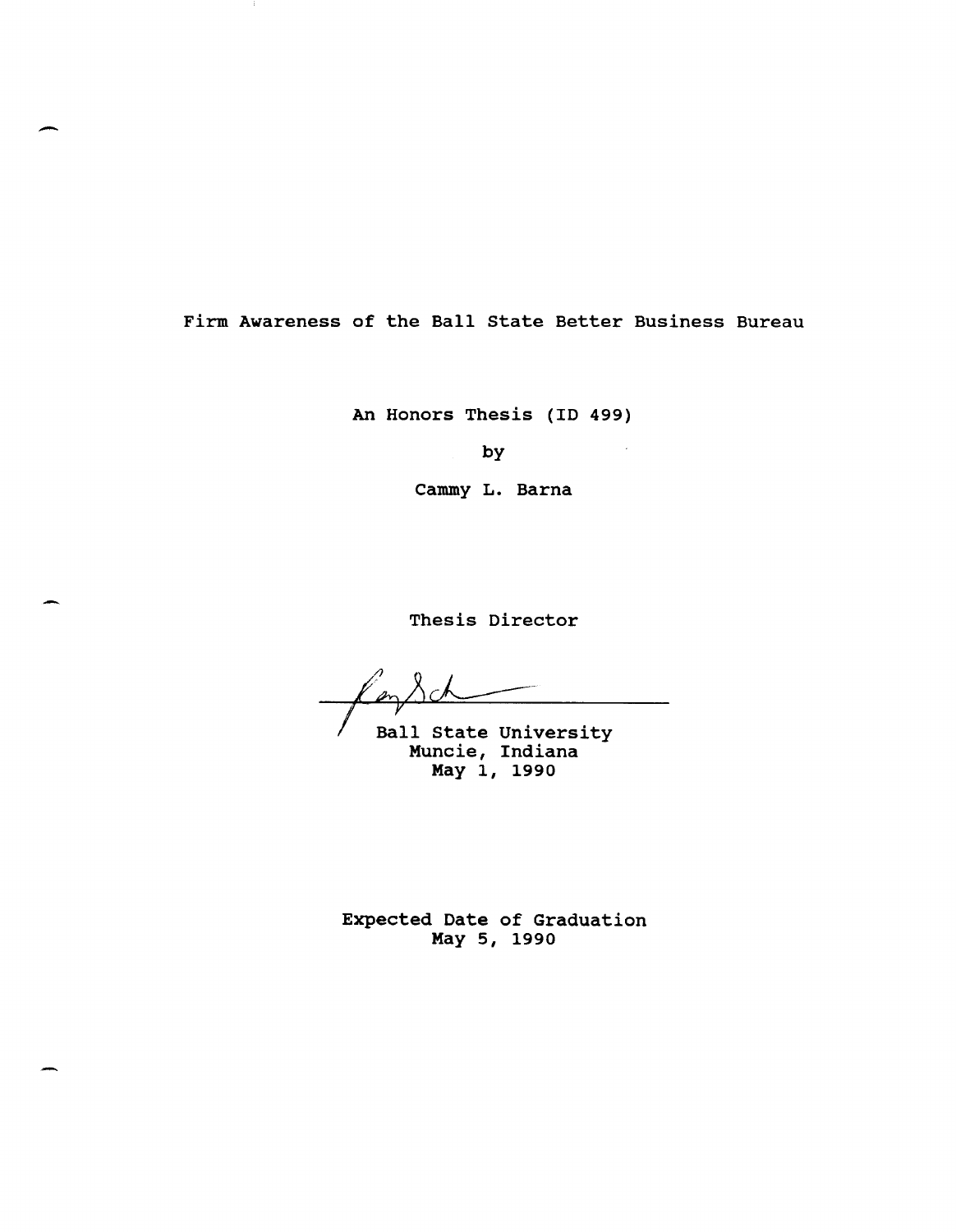Firm Awareness of the Ball State Better Business Bureau

An Honors Thesis (ID 499)

by

Cammy L. Barna

Thesis Director

Ball State University
Muncie, Indiana
May 1, 1990

Expected Date of Graduation
May 5, 1990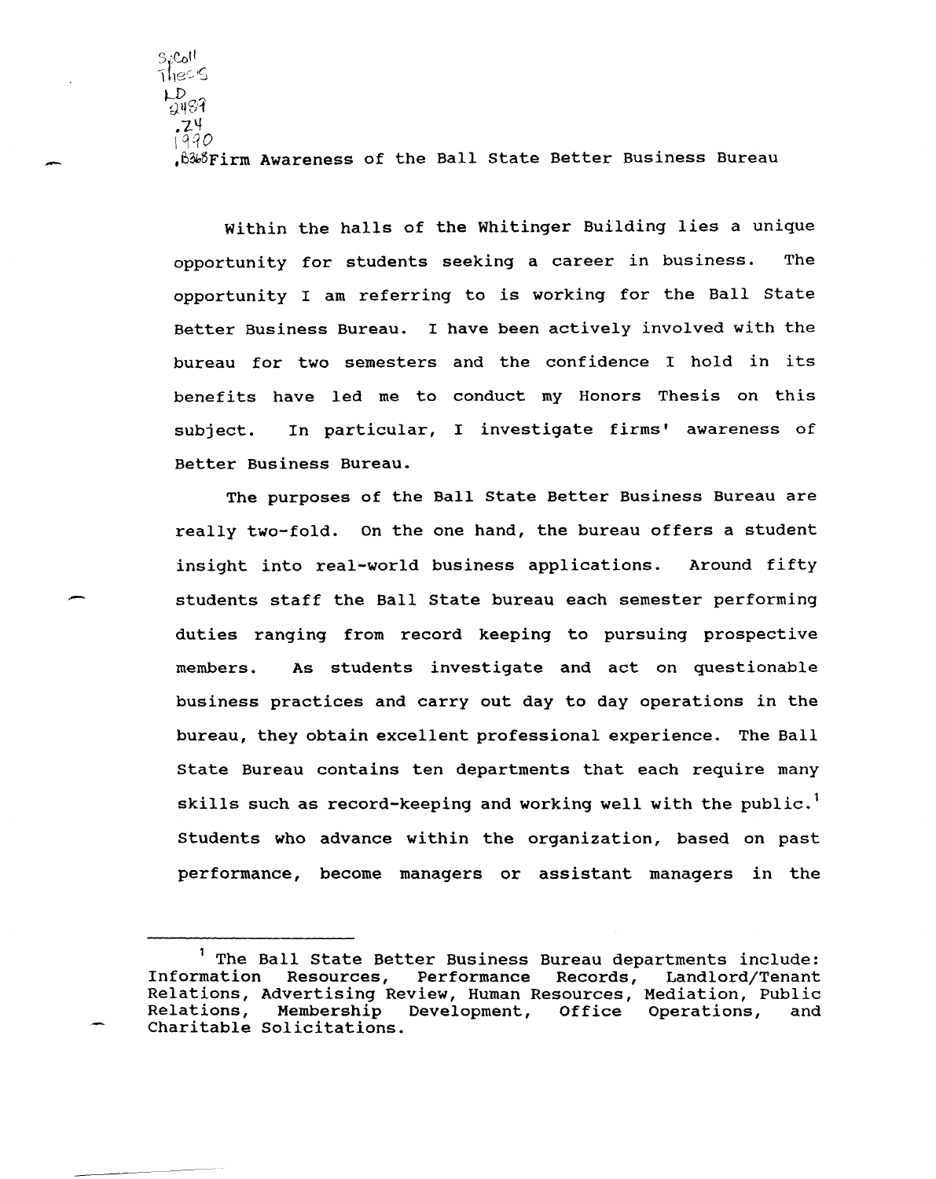SpColl Thesis LD 2489 .Z4 1990 .B368

# Firm Awareness of the Ball State Better Business Bureau

Within the halls of the Whitinger Building lies a unique opportunity for students seeking a career in business. The opportunity I am referring to is working for the Ball State Better Business Bureau. I have been actively involved with the bureau for two semesters and the confidence I hold in its benefits have led me to conduct my Honors Thesis on this subject. In particular, I investigate firms' awareness of Better Business Bureau.

The purposes of the Ball State Better Business Bureau are really two-fold. On the one hand, the bureau offers a student insight into real-world business applications. Around fifty students staff the Ball State bureau each semester performing duties ranging from record keeping to pursuing prospective members. As students investigate and act on questionable business practices and carry out day to day operations in the bureau, they obtain excellent professional experience. The Ball State Bureau contains ten departments that each require many skills such as record-keeping and working well with the public.[1] Students who advance within the organization, based on past performance, become managers or assistant managers in the

---

[1] The Ball State Better Business Bureau departments include: Information Resources, Performance Records, Landlord/Tenant Relations, Advertising Review, Human Resources, Mediation, Public Relations, Membership Development, Office Operations, and Charitable Solicitations.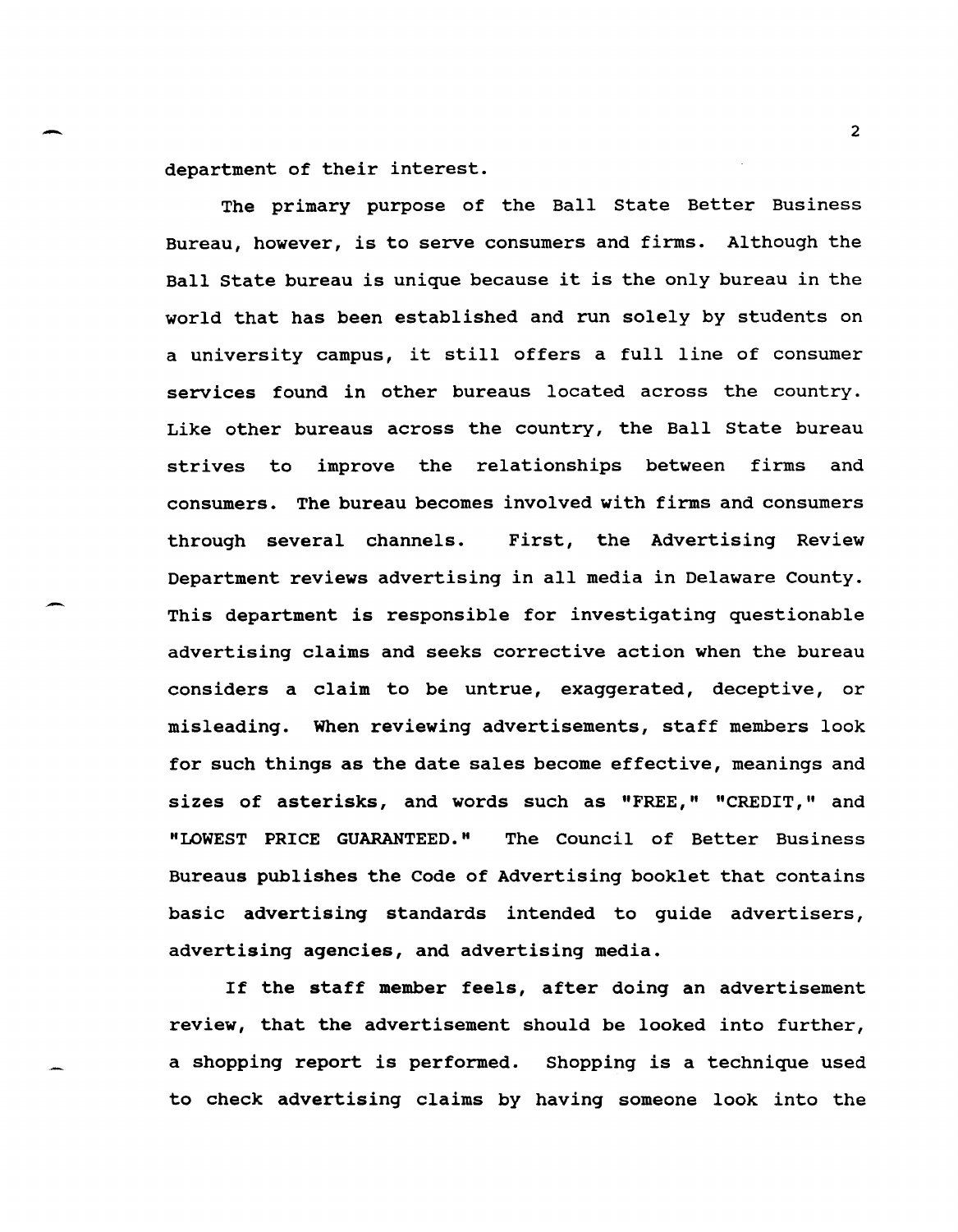department of their interest.

The primary purpose of the Ball State Better Business Bureau, however, is to serve consumers and firms. Although the Ball State bureau is unique because it is the only bureau in the world that has been established and run solely by students on a university campus, it still offers a full line of consumer services found in other bureaus located across the country. Like other bureaus across the country, the Ball State bureau strives to improve the relationships between firms and consumers. The bureau becomes involved with firms and consumers through several channels. First, the Advertising Review Department reviews advertising in all media in Delaware County. This department is responsible for investigating questionable advertising claims and seeks corrective action when the bureau considers a claim to be untrue, exaggerated, deceptive, or misleading. When reviewing advertisements, staff members look for such things as the date sales become effective, meanings and sizes of asterisks, and words such as "FREE," "CREDIT," and "LOWEST PRICE GUARANTEED." The Council of Better Business Bureaus publishes the Code of Advertising booklet that contains basic advertising standards intended to guide advertisers, advertising agencies, and advertising media.

If the staff member feels, after doing an advertisement review, that the advertisement should be looked into further, a shopping report is performed. Shopping is a technique used to check advertising claims by having someone look into the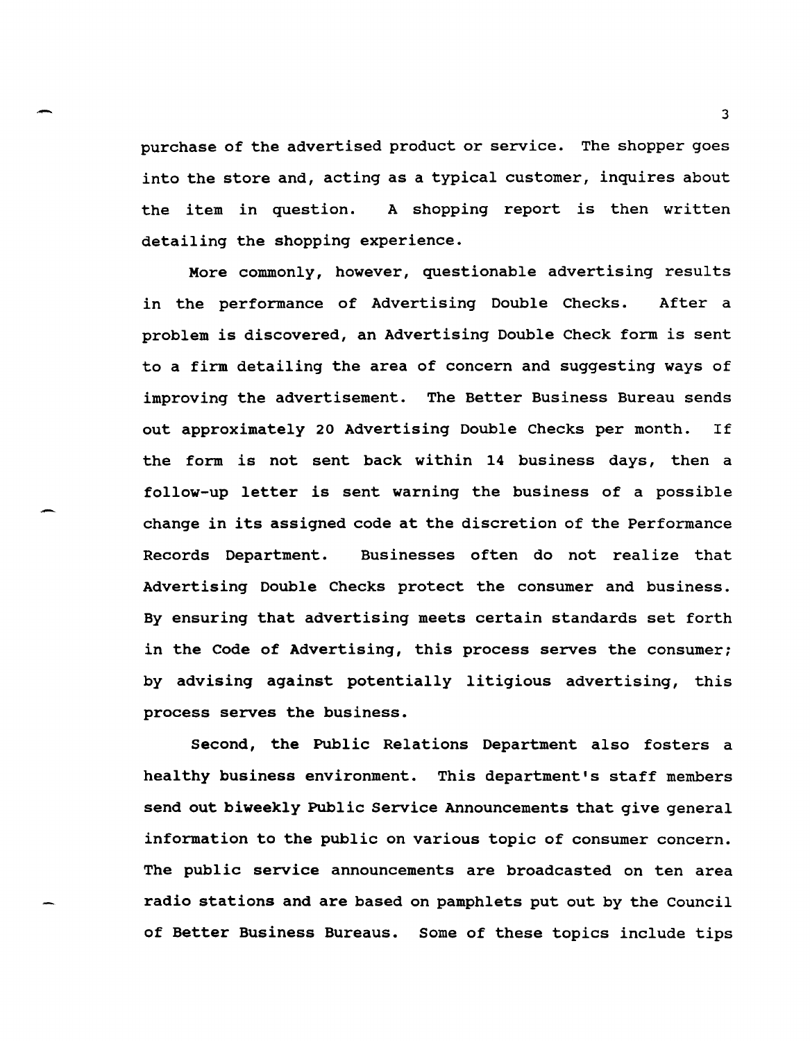purchase of the advertised product or service. The shopper goes into the store and, acting as a typical customer, inquires about the item in question. A shopping report is then written detailing the shopping experience.

More commonly, however, questionable advertising results in the performance of Advertising Double Checks. After a problem is discovered, an Advertising Double Check form is sent to a firm detailing the area of concern and suggesting ways of improving the advertisement. The Better Business Bureau sends out approximately 20 Advertising Double Checks per month. If the form is not sent back within 14 business days, then a follow-up letter is sent warning the business of a possible change in its assigned code at the discretion of the Performance Records Department. Businesses often do not realize that Advertising Double Checks protect the consumer and business. By ensuring that advertising meets certain standards set forth in the Code of Advertising, this process serves the consumer; by advising against potentially litigious advertising, this process serves the business.

Second, the Public Relations Department also fosters a healthy business environment. This department's staff members send out biweekly Public Service Announcements that give general information to the public on various topic of consumer concern. The public service announcements are broadcasted on ten area radio stations and are based on pamphlets put out by the Council of Better Business Bureaus. Some of these topics include tips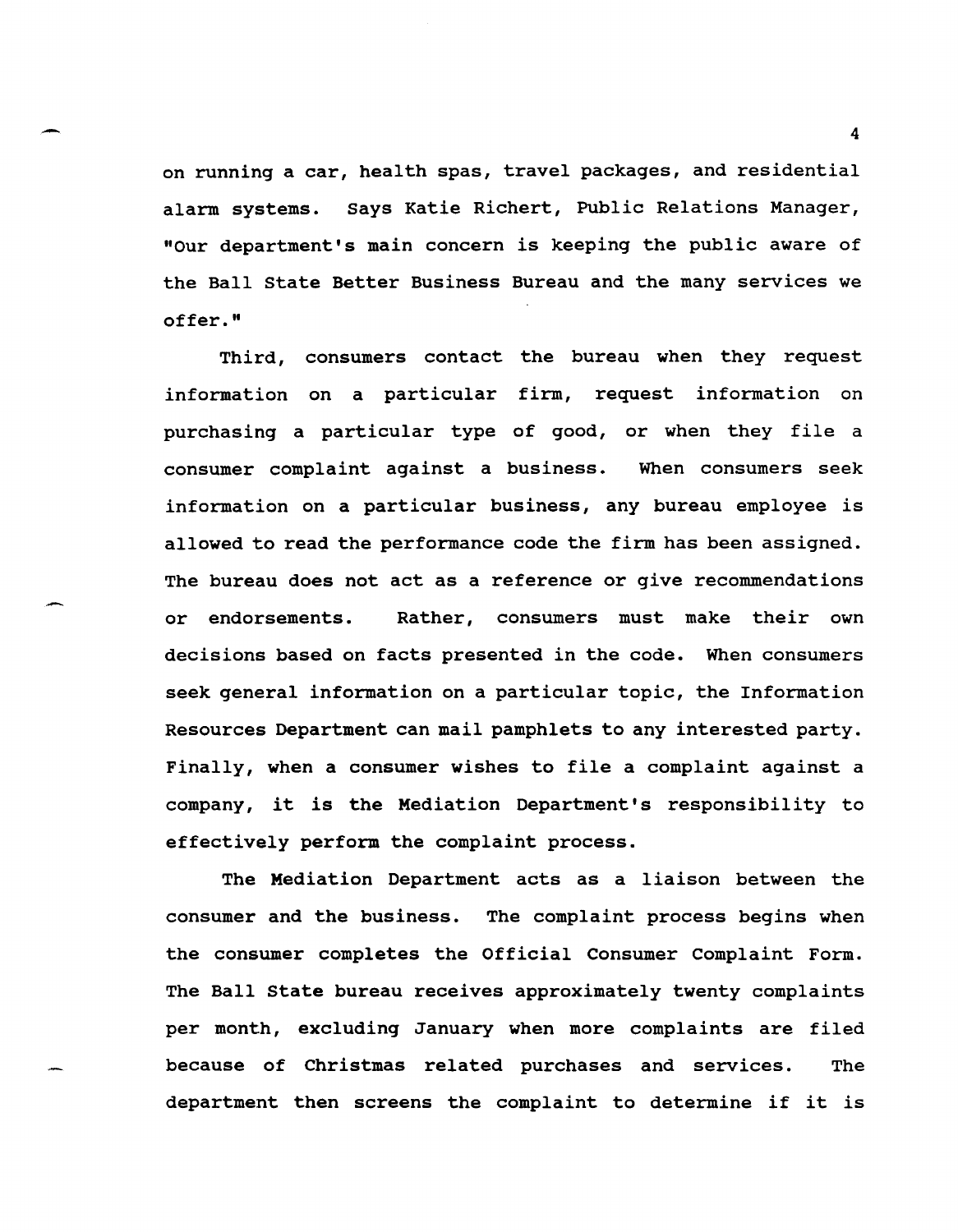on running a car, health spas, travel packages, and residential alarm systems. Says Katie Richert, Public Relations Manager, "Our department's main concern is keeping the public aware of the Ball State Better Business Bureau and the many services we offer."

Third, consumers contact the bureau when they request information on a particular firm, request information on purchasing a particular type of good, or when they file a consumer complaint against a business. When consumers seek information on a particular business, any bureau employee is allowed to read the performance code the firm has been assigned. The bureau does not act as a reference or give recommendations or endorsements. Rather, consumers must make their own decisions based on facts presented in the code. When consumers seek general information on a particular topic, the Information Resources Department can mail pamphlets to any interested party. Finally, when a consumer wishes to file a complaint against a company, it is the Mediation Department's responsibility to effectively perform the complaint process.

The Mediation Department acts as a liaison between the consumer and the business. The complaint process begins when the consumer completes the Official Consumer Complaint Form. The Ball State bureau receives approximately twenty complaints per month, excluding January when more complaints are filed because of Christmas related purchases and services. The department then screens the complaint to determine if it is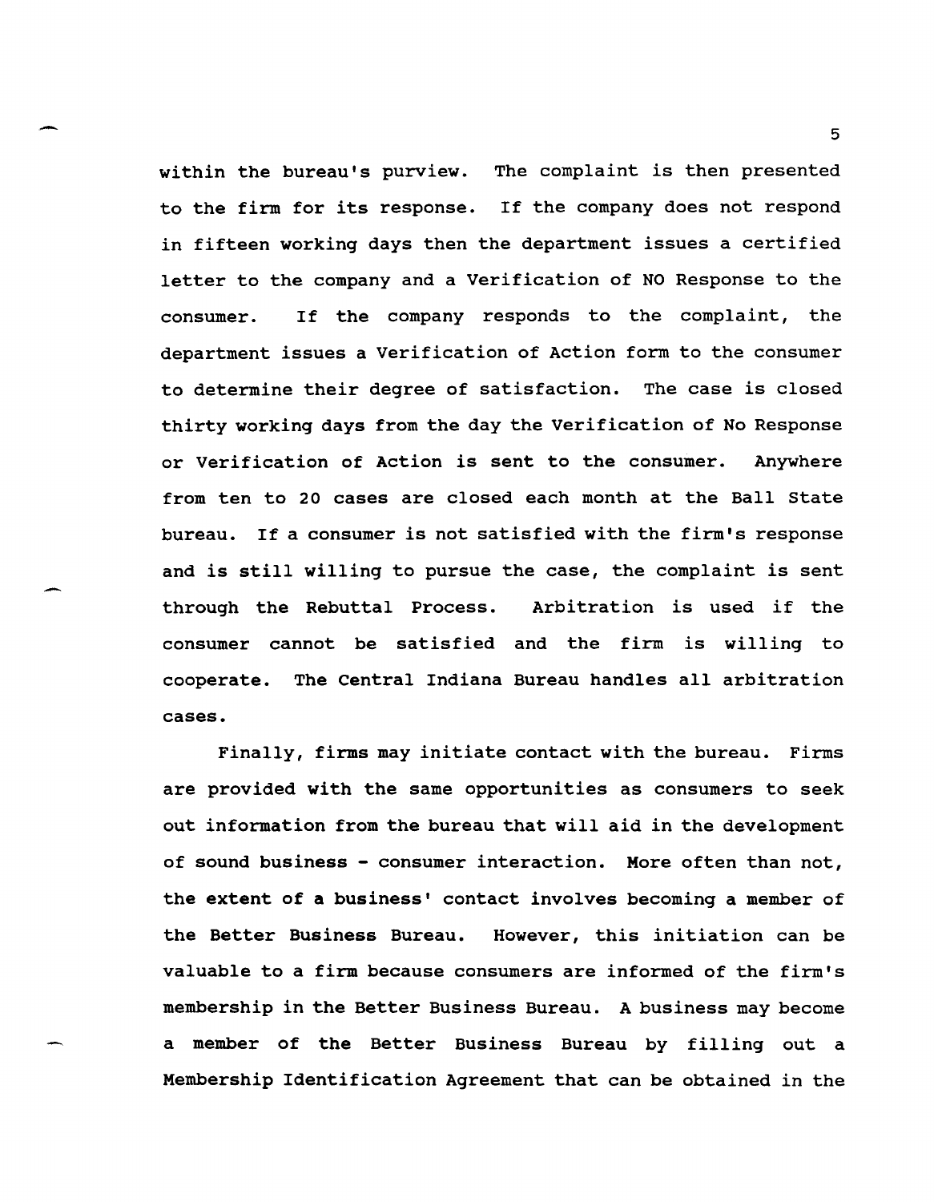within the bureau's purview. The complaint is then presented to the firm for its response. If the company does not respond in fifteen working days then the department issues a certified letter to the company and a Verification of NO Response to the consumer. If the company responds to the complaint, the department issues a Verification of Action form to the consumer to determine their degree of satisfaction. The case is closed thirty working days from the day the Verification of No Response or Verification of Action is sent to the consumer. Anywhere from ten to 20 cases are closed each month at the Ball State bureau. If a consumer is not satisfied with the firm's response and is still willing to pursue the case, the complaint is sent through the Rebuttal Process. Arbitration is used if the consumer cannot be satisfied and the firm is willing to cooperate. The Central Indiana Bureau handles all arbitration cases.

Finally, firms may initiate contact with the bureau. Firms are provided with the same opportunities as consumers to seek out information from the bureau that will aid in the development of sound business - consumer interaction. More often than not, the extent of a business' contact involves becoming a member of the Better Business Bureau. However, this initiation can be valuable to a firm because consumers are informed of the firm's membership in the Better Business Bureau. A business may become a member of the Better Business Bureau by filling out a Membership Identification Agreement that can be obtained in the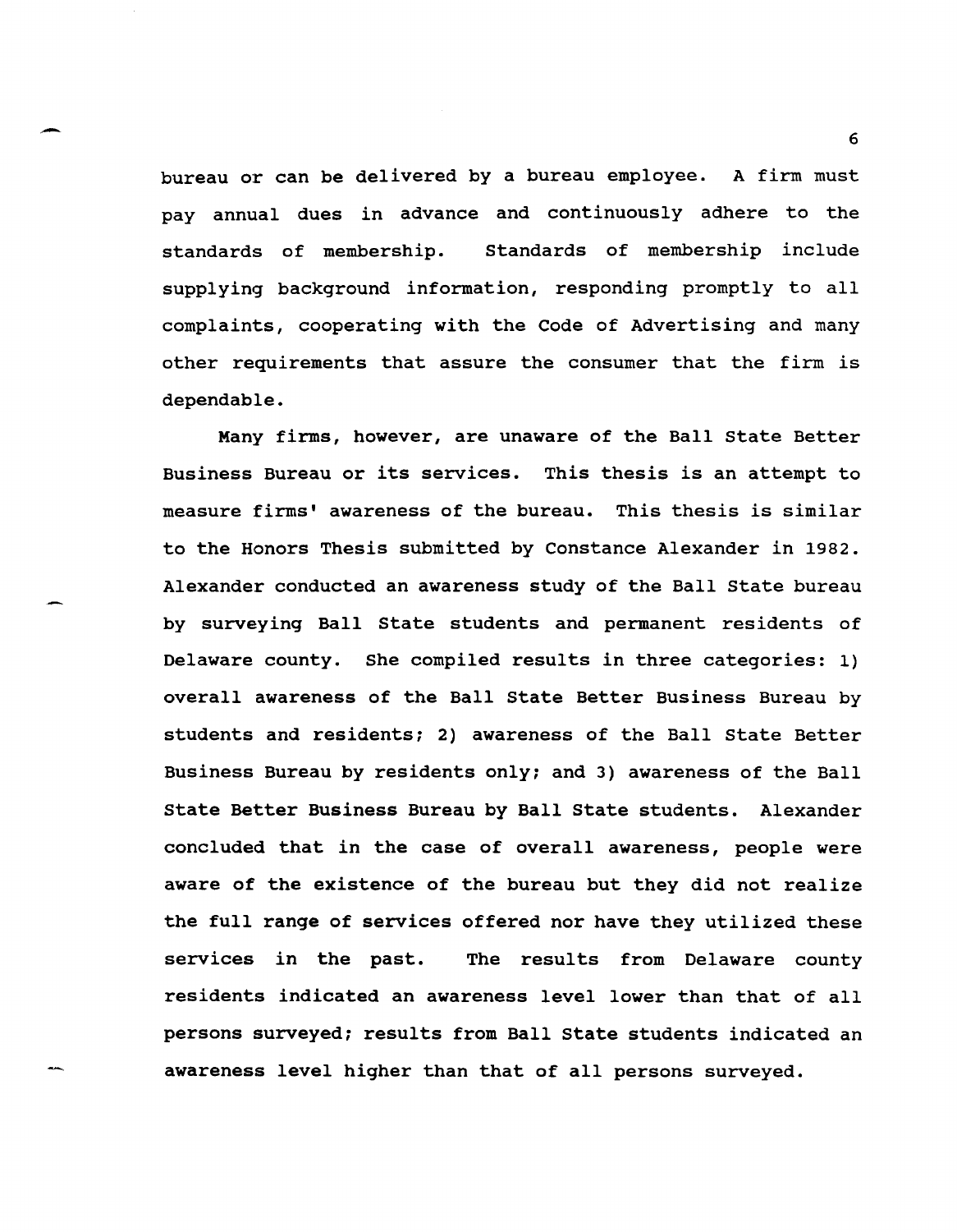bureau or can be delivered by a bureau employee. A firm must pay annual dues in advance and continuously adhere to the standards of membership. Standards of membership include supplying background information, responding promptly to all complaints, cooperating with the Code of Advertising and many other requirements that assure the consumer that the firm is dependable.

Many firms, however, are unaware of the Ball State Better Business Bureau or its services. This thesis is an attempt to measure firms' awareness of the bureau. This thesis is similar to the Honors Thesis submitted by Constance Alexander in 1982. Alexander conducted an awareness study of the Ball State bureau by surveying Ball State students and permanent residents of Delaware county. She compiled results in three categories: 1) overall awareness of the Ball State Better Business Bureau by students and residents; 2) awareness of the Ball State Better Business Bureau by residents only; and 3) awareness of the Ball State Better Business Bureau by Ball State students. Alexander concluded that in the case of overall awareness, people were aware of the existence of the bureau but they did not realize the full range of services offered nor have they utilized these services in the past. The results from Delaware county residents indicated an awareness level lower than that of all persons surveyed; results from Ball State students indicated an awareness level higher than that of all persons surveyed.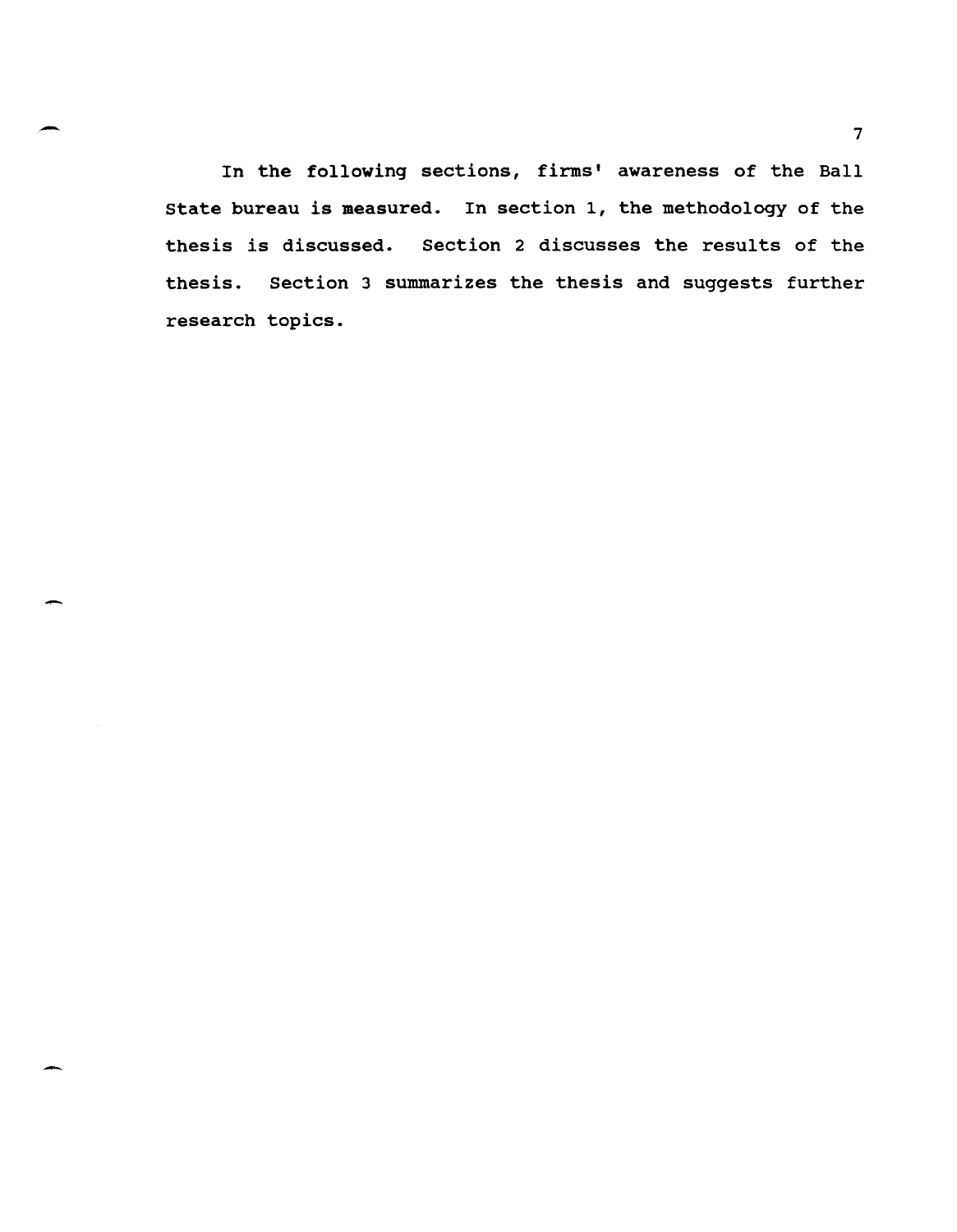In the following sections, firms' awareness of the Ball State bureau is measured. In section 1, the methodology of the thesis is discussed. Section 2 discusses the results of the thesis. Section 3 summarizes the thesis and suggests further research topics.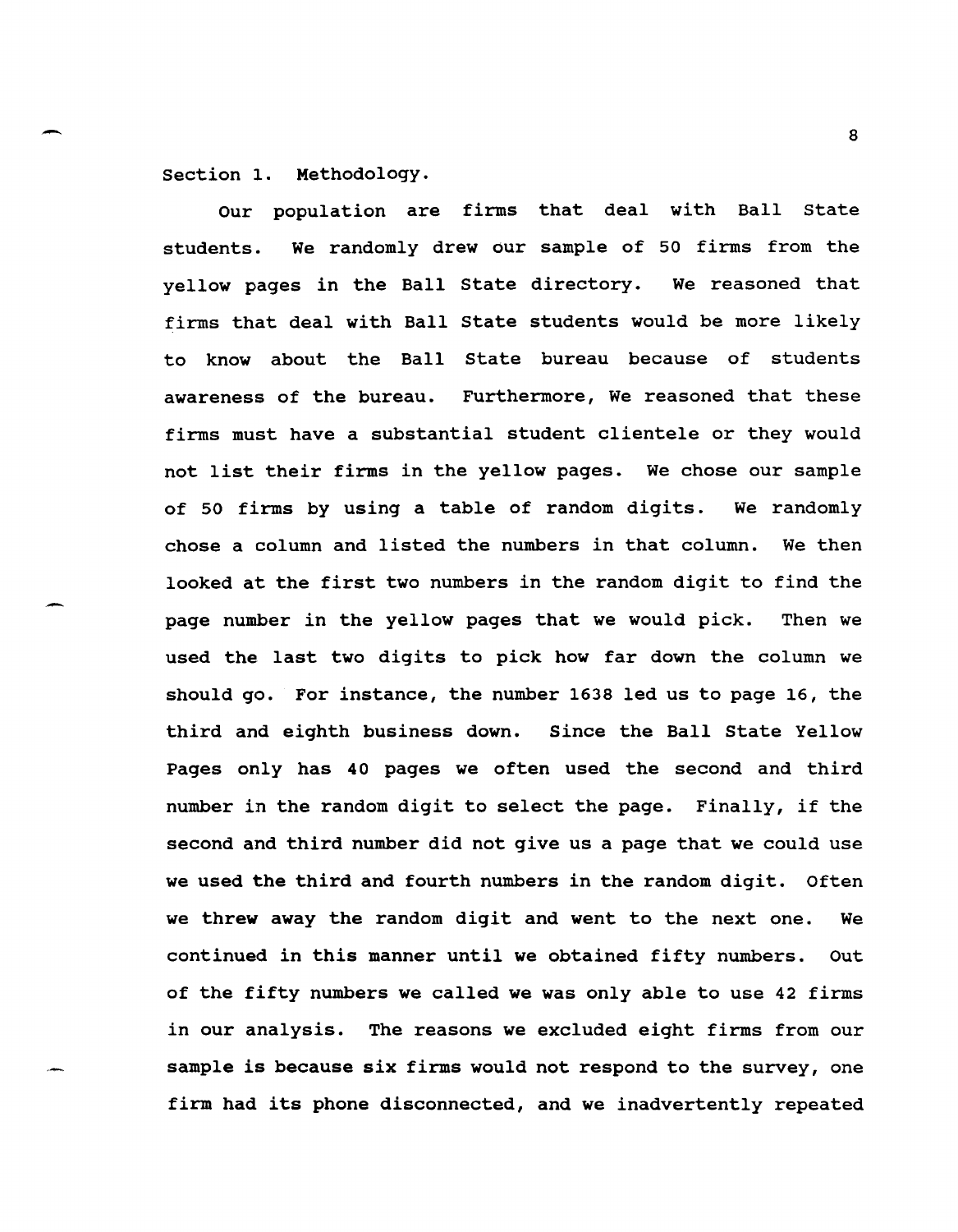Section 1. Methodology.

Our population are firms that deal with Ball State students. We randomly drew our sample of 50 firms from the yellow pages in the Ball State directory. We reasoned that firms that deal with Ball State students would be more likely to know about the Ball State bureau because of students awareness of the bureau. Furthermore, We reasoned that these firms must have a substantial student clientele or they would not list their firms in the yellow pages. We chose our sample of 50 firms by using a table of random digits. We randomly chose a column and listed the numbers in that column. We then looked at the first two numbers in the random digit to find the page number in the yellow pages that we would pick. Then we used the last two digits to pick how far down the column we should go. For instance, the number 1638 led us to page 16, the third and eighth business down. Since the Ball State Yellow Pages only has 40 pages we often used the second and third number in the random digit to select the page. Finally, if the second and third number did not give us a page that we could use we used the third and fourth numbers in the random digit. Often we threw away the random digit and went to the next one. We continued in this manner until we obtained fifty numbers. Out of the fifty numbers we called we was only able to use 42 firms in our analysis. The reasons we excluded eight firms from our sample is because six firms would not respond to the survey, one firm had its phone disconnected, and we inadvertently repeated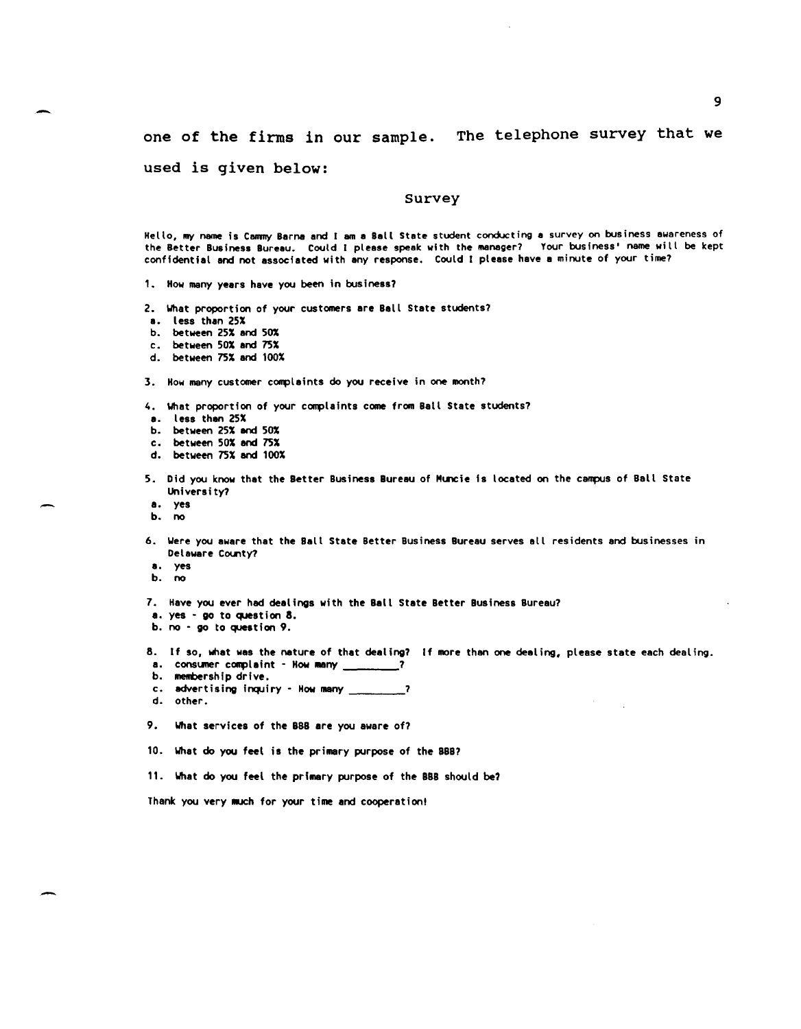one of the firms in our sample. The telephone survey that we used is given below:

## Survey

Hello, my name is Cammy Barna and I am a Ball State student conducting a survey on business awareness of the Better Business Bureau. Could I please speak with the manager? Your business' name will be kept confidential and not associated with any response. Could I please have a minute of your time?

1. How many years have you been in business?

2. What proportion of your customers are Ball State students?
 a. less than 25%
 b. between 25% and 50%
 c. between 50% and 75%
 d. between 75% and 100%

3. How many customer complaints do you receive in one month?

4. What proportion of your complaints come from Ball State students?
 a. less than 25%
 b. between 25% and 50%
 c. between 50% and 75%
 d. between 75% and 100%

5. Did you know that the Better Business Bureau of Muncie is located on the campus of Ball State University?
 a. yes
 b. no

6. Were you aware that the Ball State Better Business Bureau serves all residents and businesses in Delaware County?
 a. yes
 b. no

7. Have you ever had dealings with the Ball State Better Business Bureau?
 a. yes - go to question 8.
 b. no - go to question 9.

8. If so, what was the nature of that dealing? If more than one dealing, please state each dealing.
 a. consumer complaint - How many _________?
 b. membership drive.
 c. advertising inquiry - How many _________?
 d. other.

9. What services of the BBB are you aware of?

10. What do you feel is the primary purpose of the BBB?

11. What do you feel the primary purpose of the BBB should be?

Thank you very much for your time and cooperation!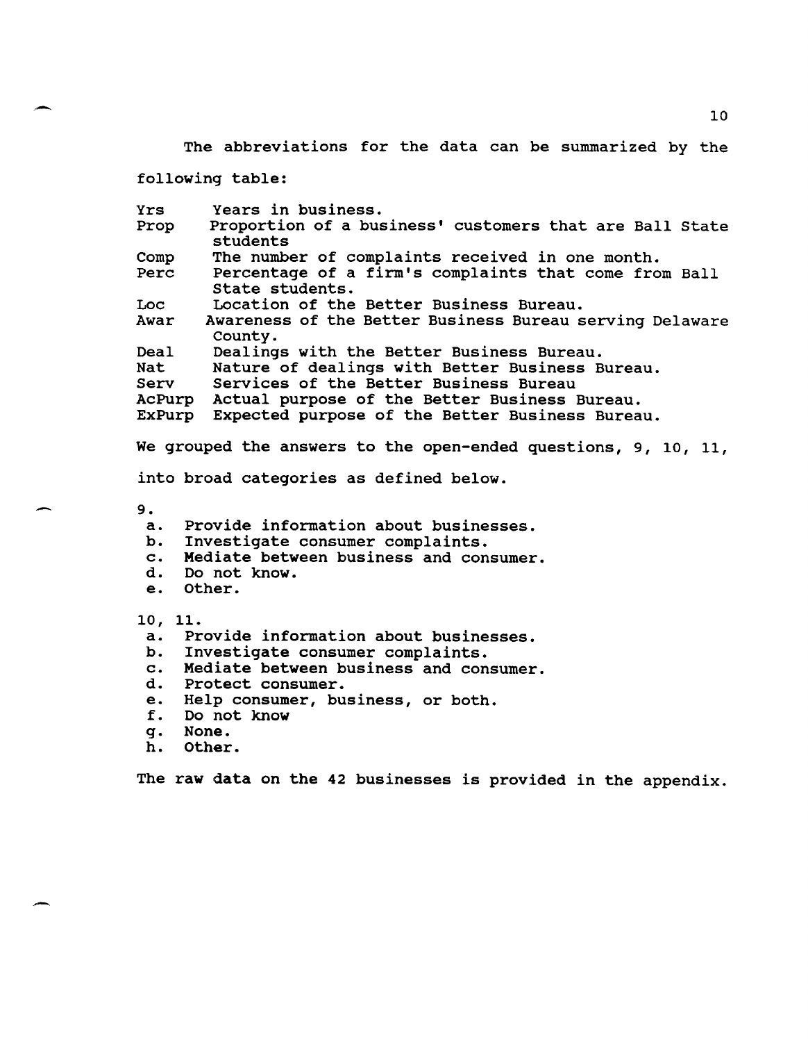The abbreviations for the data can be summarized by the following table:

| | |
|---|---|
| Yrs | Years in business. |
| Prop | Proportion of a business' customers that are Ball State students |
| Comp | The number of complaints received in one month. |
| Perc | Percentage of a firm's complaints that come from Ball State students. |
| Loc | Location of the Better Business Bureau. |
| Awar | Awareness of the Better Business Bureau serving Delaware County. |
| Deal | Dealings with the Better Business Bureau. |
| Nat | Nature of dealings with Better Business Bureau. |
| Serv | Services of the Better Business Bureau |
| AcPurp | Actual purpose of the Better Business Bureau. |
| ExPurp | Expected purpose of the Better Business Bureau. |

We grouped the answers to the open-ended questions, 9, 10, 11, into broad categories as defined below.

9.

a. Provide information about businesses.
b. Investigate consumer complaints.
c. Mediate between business and consumer.
d. Do not know.
e. Other.

10, 11.

a. Provide information about businesses.
b. Investigate consumer complaints.
c. Mediate between business and consumer.
d. Protect consumer.
e. Help consumer, business, or both.
f. Do not know
g. None.
h. Other.

The raw data on the 42 businesses is provided in the appendix.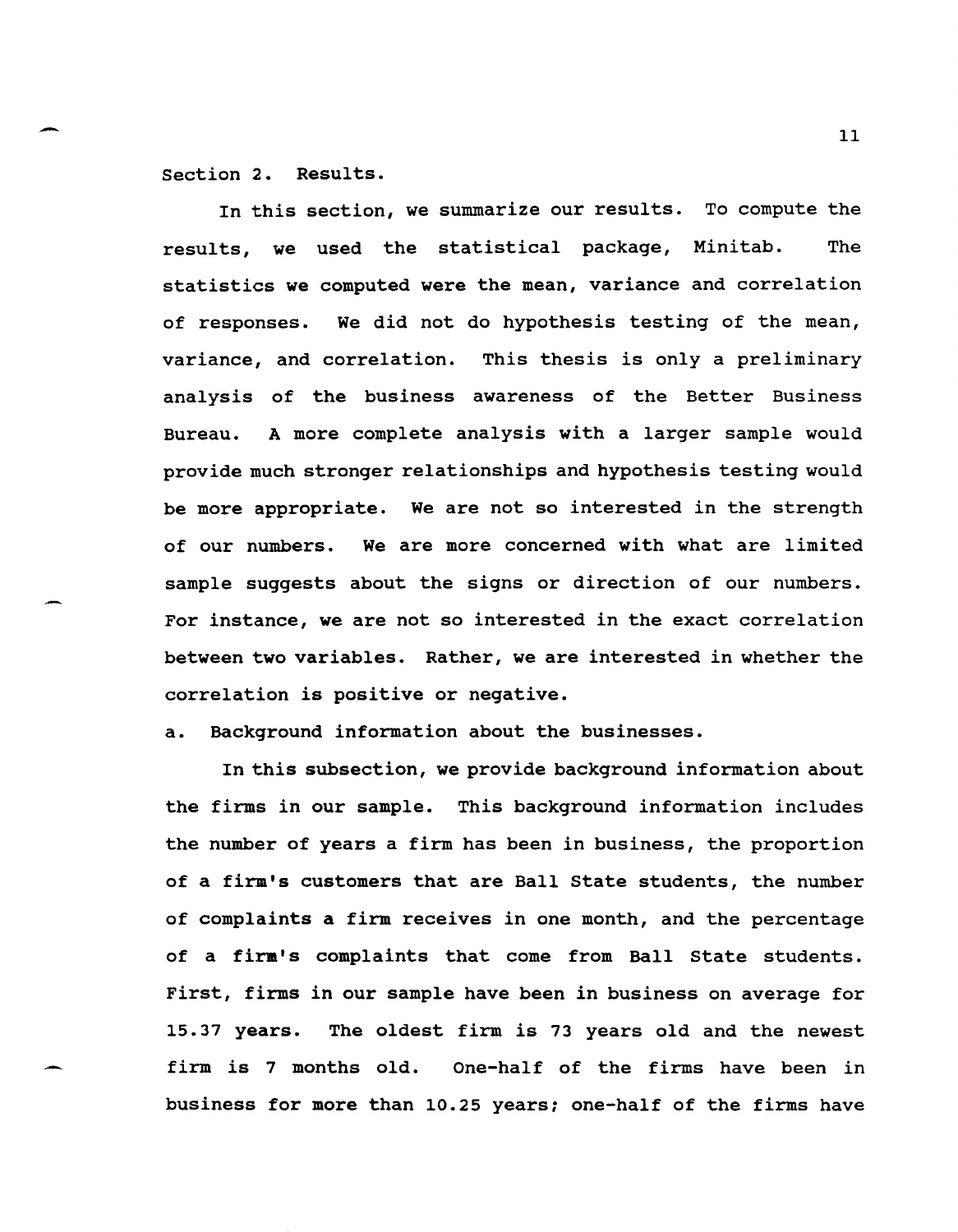## Section 2. Results.

In this section, we summarize our results. To compute the results, we used the statistical package, Minitab. The statistics we computed were the mean, variance and correlation of responses. We did not do hypothesis testing of the mean, variance, and correlation. This thesis is only a preliminary analysis of the business awareness of the Better Business Bureau. A more complete analysis with a larger sample would provide much stronger relationships and hypothesis testing would be more appropriate. We are not so interested in the strength of our numbers. We are more concerned with what are limited sample suggests about the signs or direction of our numbers. For instance, we are not so interested in the exact correlation between two variables. Rather, we are interested in whether the correlation is positive or negative.

### a. Background information about the businesses.

In this subsection, we provide background information about the firms in our sample. This background information includes the number of years a firm has been in business, the proportion of a firm's customers that are Ball State students, the number of complaints a firm receives in one month, and the percentage of a firm's complaints that come from Ball State students. First, firms in our sample have been in business on average for 15.37 years. The oldest firm is 73 years old and the newest firm is 7 months old. One-half of the firms have been in business for more than 10.25 years; one-half of the firms have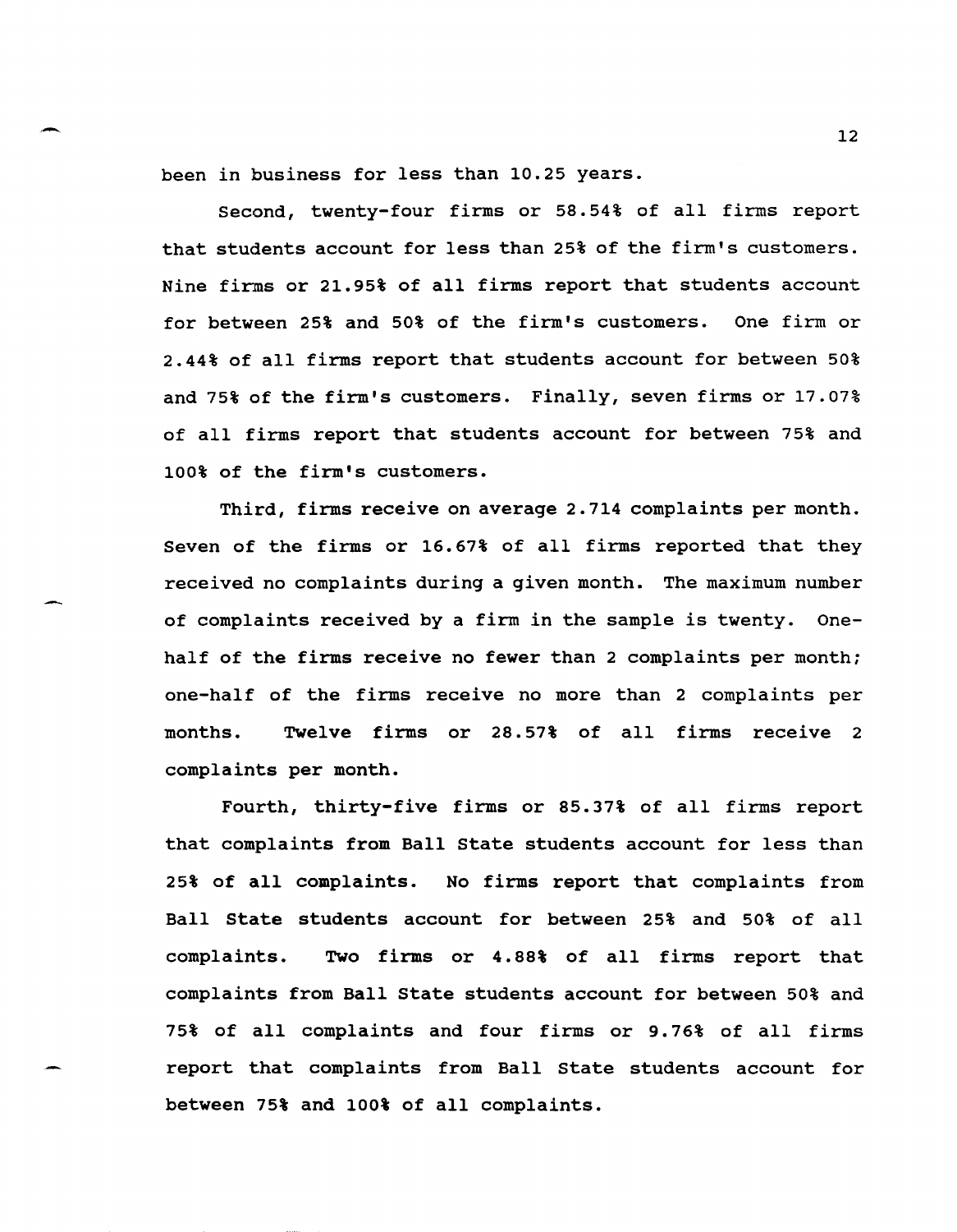been in business for less than 10.25 years.

Second, twenty-four firms or 58.54% of all firms report that students account for less than 25% of the firm's customers. Nine firms or 21.95% of all firms report that students account for between 25% and 50% of the firm's customers. One firm or 2.44% of all firms report that students account for between 50% and 75% of the firm's customers. Finally, seven firms or 17.07% of all firms report that students account for between 75% and 100% of the firm's customers.

Third, firms receive on average 2.714 complaints per month. Seven of the firms or 16.67% of all firms reported that they received no complaints during a given month. The maximum number of complaints received by a firm in the sample is twenty. One-half of the firms receive no fewer than 2 complaints per month; one-half of the firms receive no more than 2 complaints per months. Twelve firms or 28.57% of all firms receive 2 complaints per month.

Fourth, thirty-five firms or 85.37% of all firms report that complaints from Ball State students account for less than 25% of all complaints. No firms report that complaints from Ball State students account for between 25% and 50% of all complaints. Two firms or 4.88% of all firms report that complaints from Ball State students account for between 50% and 75% of all complaints and four firms or 9.76% of all firms report that complaints from Ball State students account for between 75% and 100% of all complaints.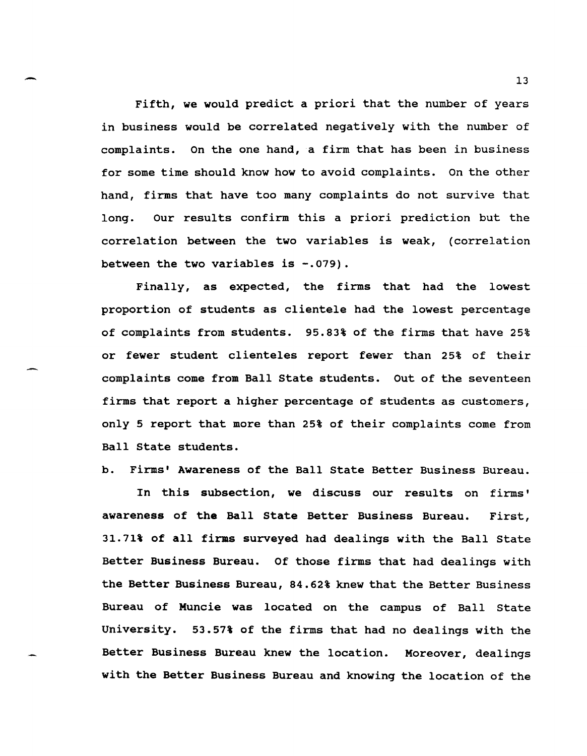Fifth, we would predict a priori that the number of years in business would be correlated negatively with the number of complaints. On the one hand, a firm that has been in business for some time should know how to avoid complaints. On the other hand, firms that have too many complaints do not survive that long. Our results confirm this a priori prediction but the correlation between the two variables is weak, (correlation between the two variables is -.079).

Finally, as expected, the firms that had the lowest proportion of students as clientele had the lowest percentage of complaints from students. 95.83% of the firms that have 25% or fewer student clienteles report fewer than 25% of their complaints come from Ball State students. Out of the seventeen firms that report a higher percentage of students as customers, only 5 report that more than 25% of their complaints come from Ball State students.

b. Firms' Awareness of the Ball State Better Business Bureau.

In this subsection, we discuss our results on firms' awareness of the Ball State Better Business Bureau. First, 31.71% of all firms surveyed had dealings with the Ball State Better Business Bureau. Of those firms that had dealings with the Better Business Bureau, 84.62% knew that the Better Business Bureau of Muncie was located on the campus of Ball State University. 53.57% of the firms that had no dealings with the Better Business Bureau knew the location. Moreover, dealings with the Better Business Bureau and knowing the location of the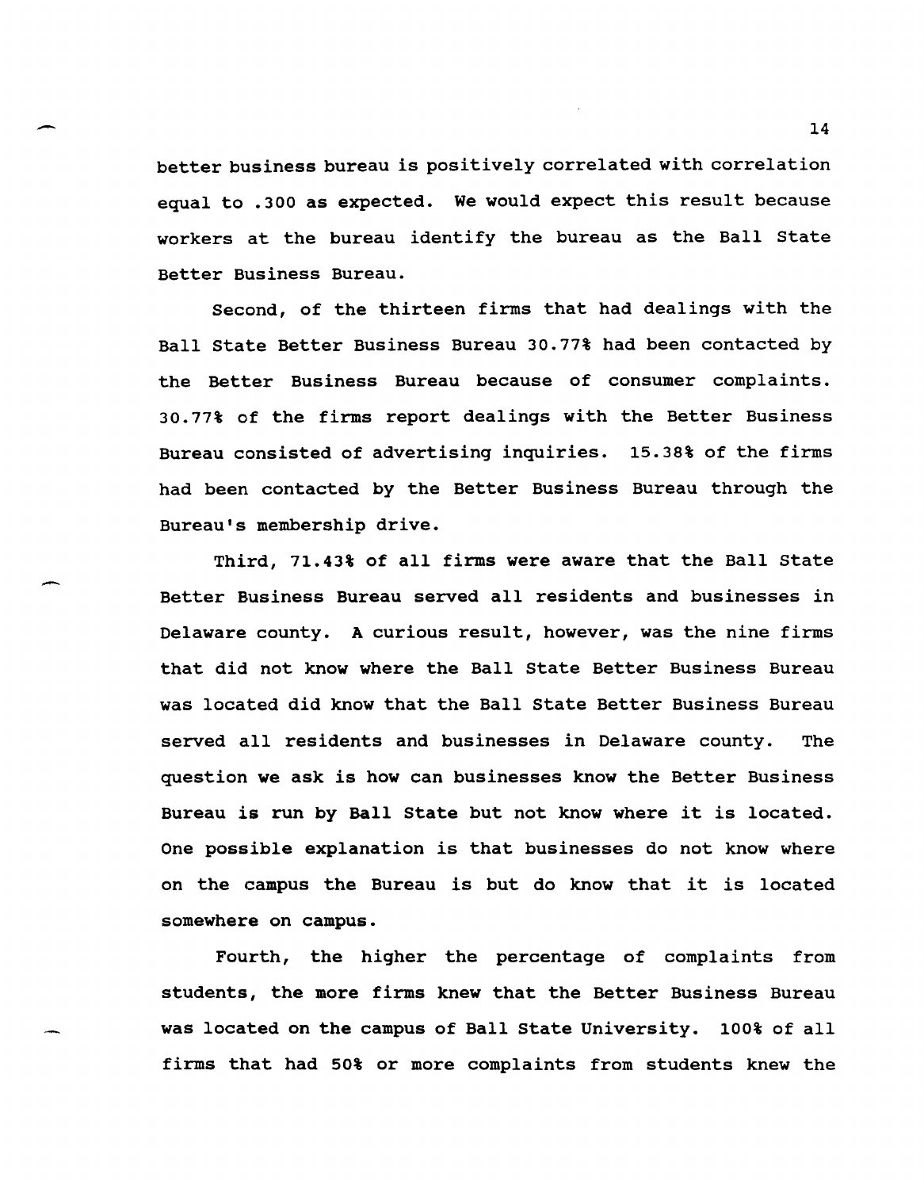better business bureau is positively correlated with correlation equal to .300 as expected. We would expect this result because workers at the bureau identify the bureau as the Ball State Better Business Bureau.

Second, of the thirteen firms that had dealings with the Ball State Better Business Bureau 30.77% had been contacted by the Better Business Bureau because of consumer complaints. 30.77% of the firms report dealings with the Better Business Bureau consisted of advertising inquiries. 15.38% of the firms had been contacted by the Better Business Bureau through the Bureau's membership drive.

Third, 71.43% of all firms were aware that the Ball State Better Business Bureau served all residents and businesses in Delaware county. A curious result, however, was the nine firms that did not know where the Ball State Better Business Bureau was located did know that the Ball State Better Business Bureau served all residents and businesses in Delaware county. The question we ask is how can businesses know the Better Business Bureau is run by Ball State but not know where it is located. One possible explanation is that businesses do not know where on the campus the Bureau is but do know that it is located somewhere on campus.

Fourth, the higher the percentage of complaints from students, the more firms knew that the Better Business Bureau was located on the campus of Ball State University. 100% of all firms that had 50% or more complaints from students knew the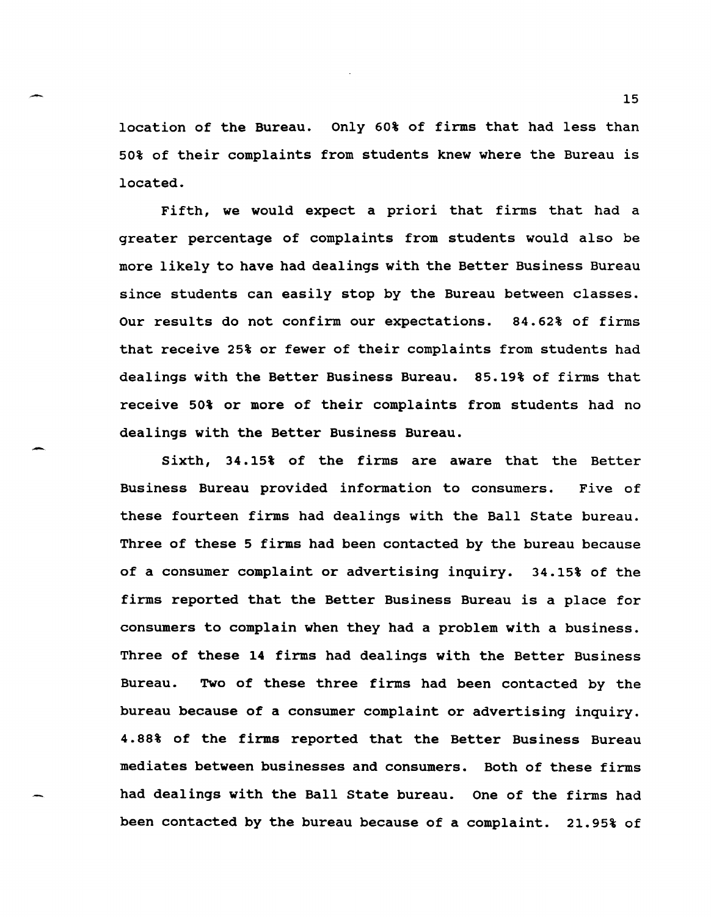location of the Bureau. Only 60% of firms that had less than 50% of their complaints from students knew where the Bureau is located.

Fifth, we would expect a priori that firms that had a greater percentage of complaints from students would also be more likely to have had dealings with the Better Business Bureau since students can easily stop by the Bureau between classes. Our results do not confirm our expectations. 84.62% of firms that receive 25% or fewer of their complaints from students had dealings with the Better Business Bureau. 85.19% of firms that receive 50% or more of their complaints from students had no dealings with the Better Business Bureau.

Sixth, 34.15% of the firms are aware that the Better Business Bureau provided information to consumers. Five of these fourteen firms had dealings with the Ball State bureau. Three of these 5 firms had been contacted by the bureau because of a consumer complaint or advertising inquiry. 34.15% of the firms reported that the Better Business Bureau is a place for consumers to complain when they had a problem with a business. Three of these 14 firms had dealings with the Better Business Bureau. Two of these three firms had been contacted by the bureau because of a consumer complaint or advertising inquiry. 4.88% of the firms reported that the Better Business Bureau mediates between businesses and consumers. Both of these firms had dealings with the Ball State bureau. One of the firms had been contacted by the bureau because of a complaint. 21.95% of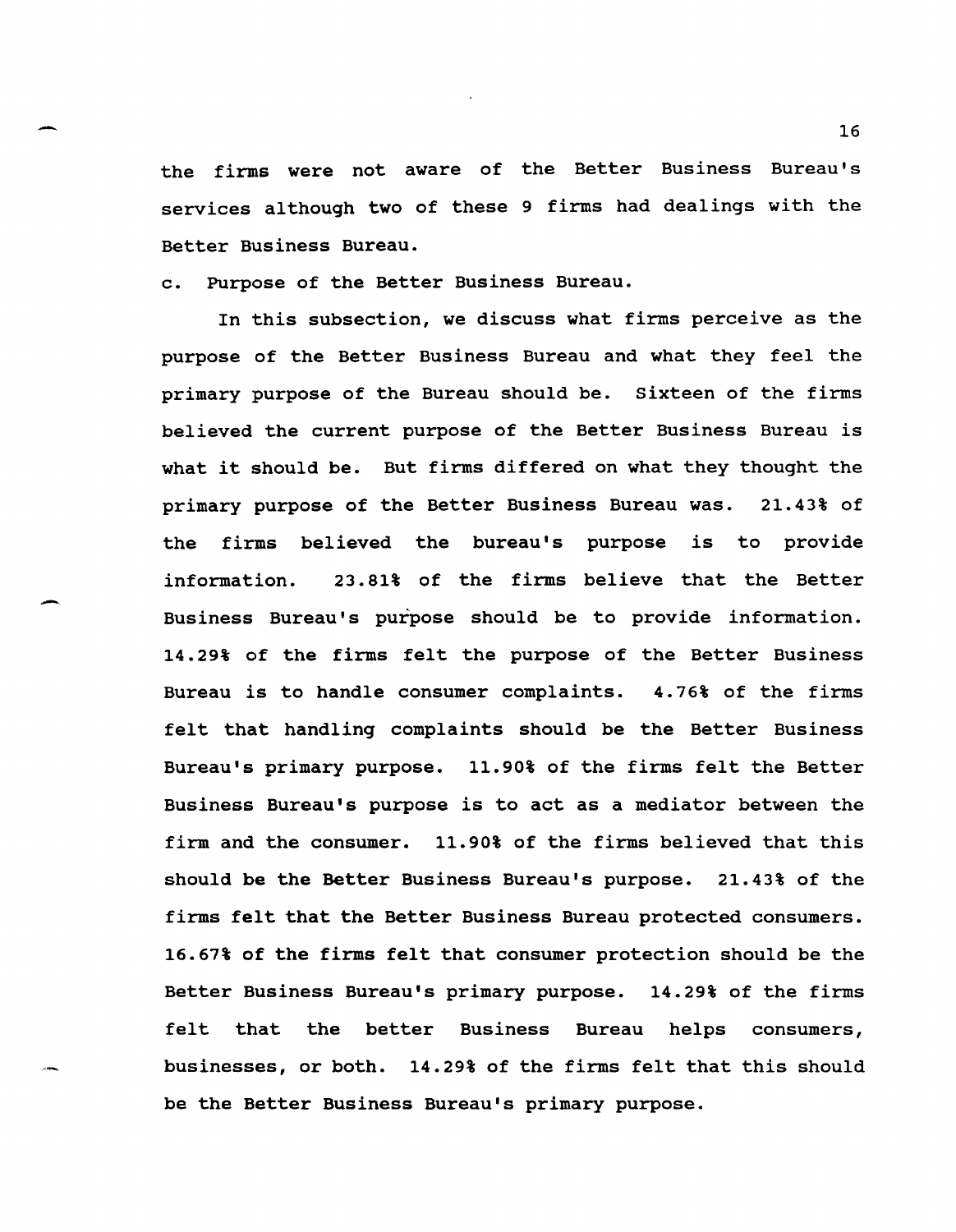the firms were not aware of the Better Business Bureau's services although two of these 9 firms had dealings with the Better Business Bureau.

c. Purpose of the Better Business Bureau.

In this subsection, we discuss what firms perceive as the purpose of the Better Business Bureau and what they feel the primary purpose of the Bureau should be. Sixteen of the firms believed the current purpose of the Better Business Bureau is what it should be. But firms differed on what they thought the primary purpose of the Better Business Bureau was. 21.43% of the firms believed the bureau's purpose is to provide information. 23.81% of the firms believe that the Better Business Bureau's purpose should be to provide information. 14.29% of the firms felt the purpose of the Better Business Bureau is to handle consumer complaints. 4.76% of the firms felt that handling complaints should be the Better Business Bureau's primary purpose. 11.90% of the firms felt the Better Business Bureau's purpose is to act as a mediator between the firm and the consumer. 11.90% of the firms believed that this should be the Better Business Bureau's purpose. 21.43% of the firms felt that the Better Business Bureau protected consumers. 16.67% of the firms felt that consumer protection should be the Better Business Bureau's primary purpose. 14.29% of the firms felt that the better Business Bureau helps consumers, businesses, or both. 14.29% of the firms felt that this should be the Better Business Bureau's primary purpose.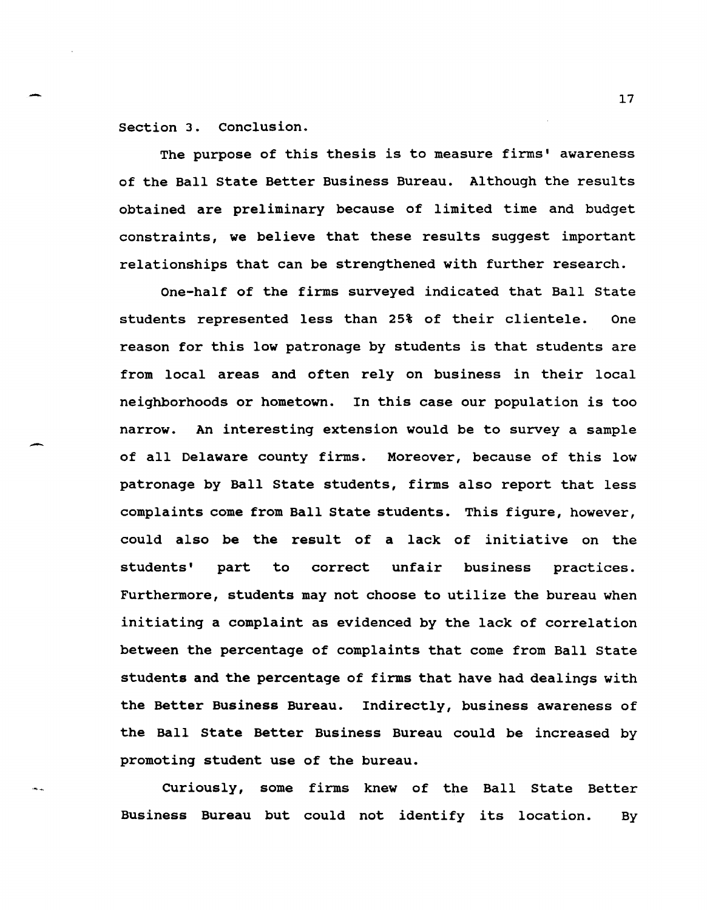Section 3. Conclusion.

The purpose of this thesis is to measure firms' awareness of the Ball State Better Business Bureau. Although the results obtained are preliminary because of limited time and budget constraints, we believe that these results suggest important relationships that can be strengthened with further research.

One-half of the firms surveyed indicated that Ball State students represented less than 25% of their clientele. One reason for this low patronage by students is that students are from local areas and often rely on business in their local neighborhoods or hometown. In this case our population is too narrow. An interesting extension would be to survey a sample of all Delaware county firms. Moreover, because of this low patronage by Ball State students, firms also report that less complaints come from Ball State students. This figure, however, could also be the result of a lack of initiative on the students' part to correct unfair business practices. Furthermore, students may not choose to utilize the bureau when initiating a complaint as evidenced by the lack of correlation between the percentage of complaints that come from Ball State students and the percentage of firms that have had dealings with the Better Business Bureau. Indirectly, business awareness of the Ball State Better Business Bureau could be increased by promoting student use of the bureau.

Curiously, some firms knew of the Ball State Better Business Bureau but could not identify its location. By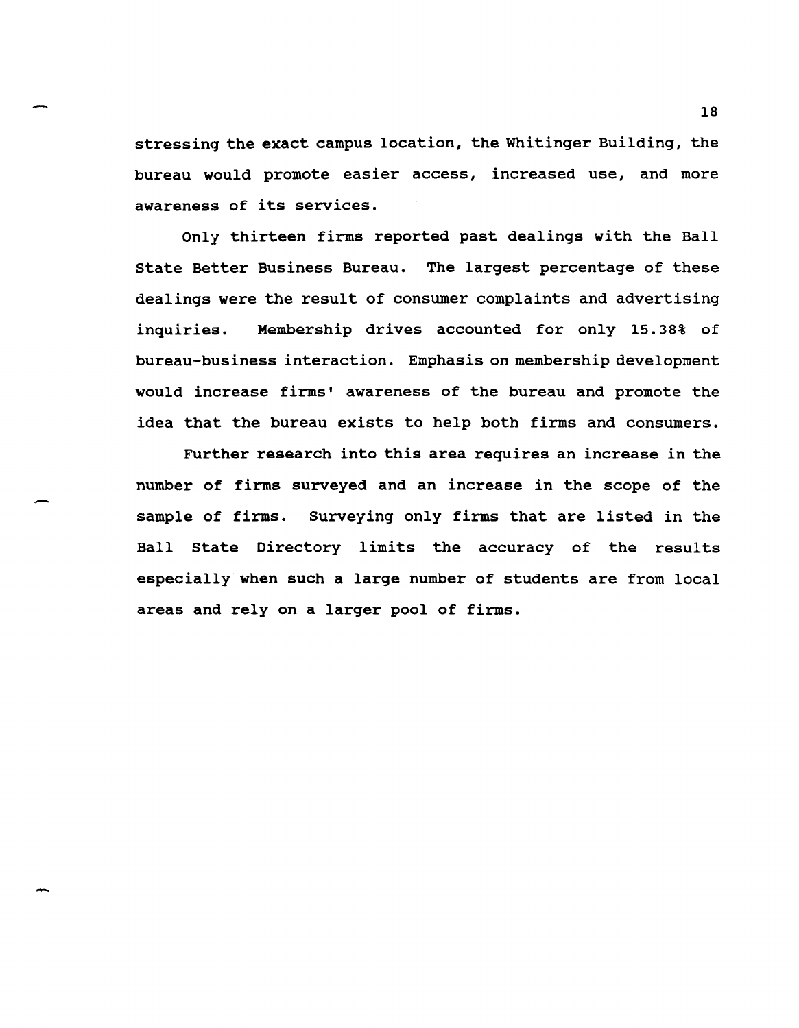stressing the exact campus location, the Whitinger Building, the bureau would promote easier access, increased use, and more awareness of its services.

Only thirteen firms reported past dealings with the Ball State Better Business Bureau. The largest percentage of these dealings were the result of consumer complaints and advertising inquiries. Membership drives accounted for only 15.38% of bureau-business interaction. Emphasis on membership development would increase firms' awareness of the bureau and promote the idea that the bureau exists to help both firms and consumers.

Further research into this area requires an increase in the number of firms surveyed and an increase in the scope of the sample of firms. Surveying only firms that are listed in the Ball State Directory limits the accuracy of the results especially when such a large number of students are from local areas and rely on a larger pool of firms.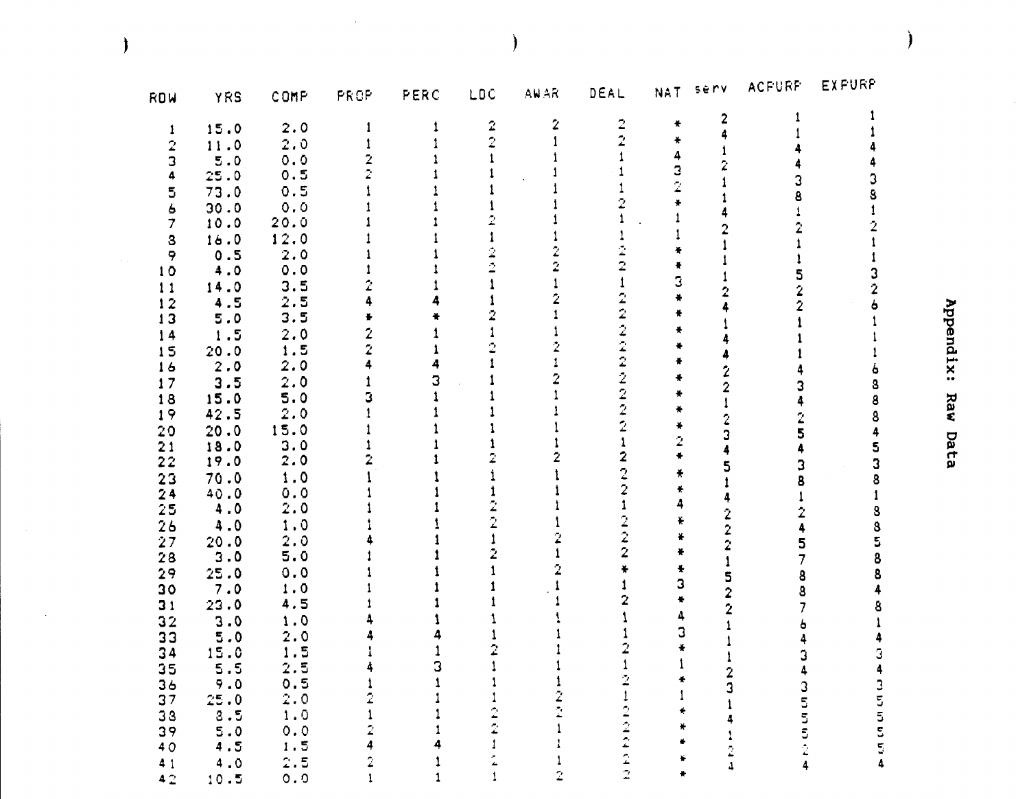# Appendix: Raw Data

| ROW | YRS | COMP | PROP | PERC | LOC | AWAR | DEAL | NAT | serv | ACPURP | EXPURP |
|---|---|---|---|---|---|---|---|---|---|---|---|
| 1 | 15.0 | 2.0 | 1 | 1 | 2 | 2 | 2 | * | 2 | 1 | 1 |
| 2 | 11.0 | 2.0 | 1 | 1 | 2 | 1 | 2 | * | 4 | 1 | 1 |
| 3 | 5.0 | 0.0 | 2 | 1 | 1 | 1 | 1 | 4 | 1 | 4 | 4 |
| 4 | 25.0 | 0.5 | 2 | 1 | 1 | 1 | 1 | 3 | 2 | 4 | 4 |
| 5 | 73.0 | 0.5 | 1 | 1 | 1 | 1 | 1 | 2 | 1 | 3 | 3 |
| 6 | 30.0 | 0.0 | 1 | 1 | 1 | 1 | 2 | * | 1 | 8 | 8 |
| 7 | 10.0 | 20.0 | 1 | 1 | 2 | 1 | 1 | 1 | 4 | 1 | 1 |
| 8 | 16.0 | 12.0 | 1 | 1 | 1 | 1 | 1 | 1 | 2 | 2 | 2 |
| 9 | 0.5 | 2.0 | 1 | 1 | 2 | 2 | 2 | * | 1 | 1 | 1 |
| 10 | 4.0 | 0.0 | 1 | 1 | 2 | 2 | 2 | * | 1 | 1 | 1 |
| 11 | 14.0 | 3.5 | 2 | 1 | 1 | 1 | 1 | 3 | 1 | 5 | 3 |
| 12 | 4.5 | 2.5 | 4 | 4 | 1 | 2 | 2 | * | 2 | 2 | 2 |
| 13 | 5.0 | 3.5 | * | * | 2 | 1 | 2 | * | 4 | 2 | 6 |
| 14 | 1.5 | 2.0 | 2 | 1 | 1 | 1 | 2 | * | 1 | 1 | 1 |
| 15 | 20.0 | 1.5 | 2 | 1 | 2 | 2 | 2 | * | 4 | 1 | 1 |
| 16 | 2.0 | 2.0 | 4 | 4 | 1 | 1 | 2 | * | 4 | 1 | 1 |
| 17 | 3.5 | 2.0 | 1 | 3 | 1 | 2 | 2 | * | 2 | 4 | 6 |
| 18 | 15.0 | 5.0 | 3 | 1 | 1 | 1 | 2 | * | 2 | 3 | 8 |
| 19 | 42.5 | 2.0 | 1 | 1 | 1 | 1 | 2 | * | 1 | 4 | 8 |
| 20 | 20.0 | 15.0 | 1 | 1 | 1 | 1 | 2 | * | 2 | 2 | 8 |
| 21 | 18.0 | 3.0 | 1 | 1 | 1 | 1 | 1 | 2 | 3 | 5 | 4 |
| 22 | 19.0 | 2.0 | 2 | 1 | 2 | 2 | 2 | * | 4 | 4 | 5 |
| 23 | 70.0 | 1.0 | 1 | 1 | 1 | 1 | 2 | * | 5 | 3 | 3 |
| 24 | 40.0 | 0.0 | 1 | 1 | 1 | 1 | 2 | * | 1 | 8 | 8 |
| 25 | 4.0 | 2.0 | 1 | 1 | 2 | 1 | 1 | 4 | 4 | 1 | 1 |
| 26 | 4.0 | 1.0 | 1 | 1 | 2 | 1 | 2 | * | 2 | 2 | 8 |
| 27 | 20.0 | 2.0 | 4 | 1 | 1 | 2 | 2 | * | 2 | 4 | 8 |
| 28 | 3.0 | 5.0 | 1 | 1 | 2 | 1 | 2 | * | 2 | 5 | 5 |
| 29 | 25.0 | 0.0 | 1 | 1 | 1 | 2 | * | * | 1 | 7 | 8 |
| 30 | 7.0 | 1.0 | 1 | 1 | 1 | 1 | 1 | 3 | 5 | 8 | 8 |
| 31 | 23.0 | 4.5 | 1 | 1 | 1 | 1 | 2 | * | 2 | 8 | 4 |
| 32 | 3.0 | 1.0 | 4 | 1 | 1 | 1 | 1 | 4 | 2 | 7 | 8 |
| 33 | 5.0 | 2.0 | 4 | 4 | 1 | 1 | 1 | 3 | 1 | 6 | 1 |
| 34 | 15.0 | 1.5 | 1 | 1 | 2 | 1 | 2 | * | 1 | 4 | 4 |
| 35 | 5.5 | 2.5 | 4 | 3 | 1 | 1 | 1 | 1 | 1 | 3 | 3 |
| 36 | 9.0 | 0.5 | 1 | 1 | 1 | 1 | 2 | * | 2 | 4 | 4 |
| 37 | 25.0 | 2.0 | 2 | 1 | 1 | 2 | 1 | 1 | 3 | 3 | 3 |
| 38 | 8.5 | 1.0 | 1 | 1 | 2 | 2 | 2 | * | 1 | 5 | 5 |
| 39 | 5.0 | 0.0 | 2 | 1 | 2 | 1 | 2 | * | 4 | 5 | 5 |
| 40 | 4.5 | 1.5 | 4 | 4 | 1 | 1 | 2 | * | 1 | 5 | 5 |
| 41 | 4.0 | 2.5 | 2 | 1 | 2 | 1 | 2 | * | 2 | 2 | 5 |
| 42 | 10.5 | 0.0 | 1 | 1 | 1 | 2 | 2 | * | 4 | 4 | 4 |